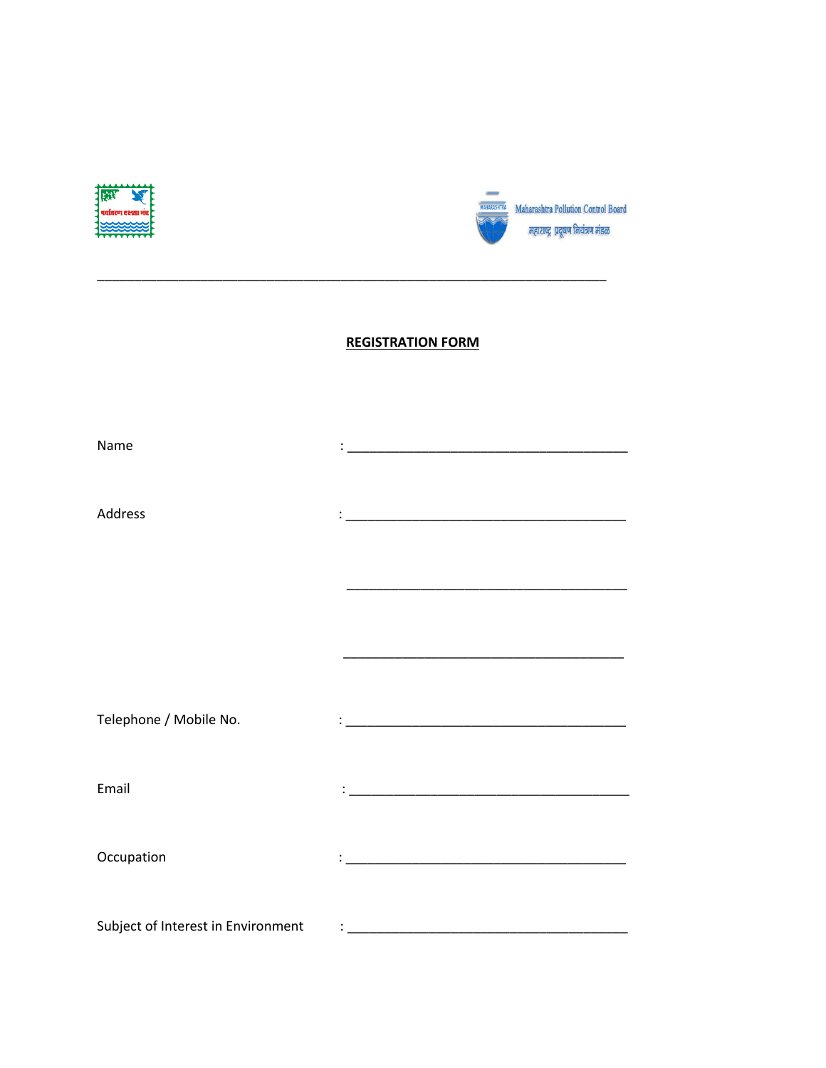Maharashtra Pollution Control Board

महाराष्ट्र प्रदूषण नियंत्रण मंडळ

---

**REGISTRATION FORM**

Name : ________________________________________

Address : ________________________________________

________________________________________

________________________________________

Telephone / Mobile No. : ________________________________________

Email : ________________________________________

Occupation : ________________________________________

Subject of Interest in Environment : ________________________________________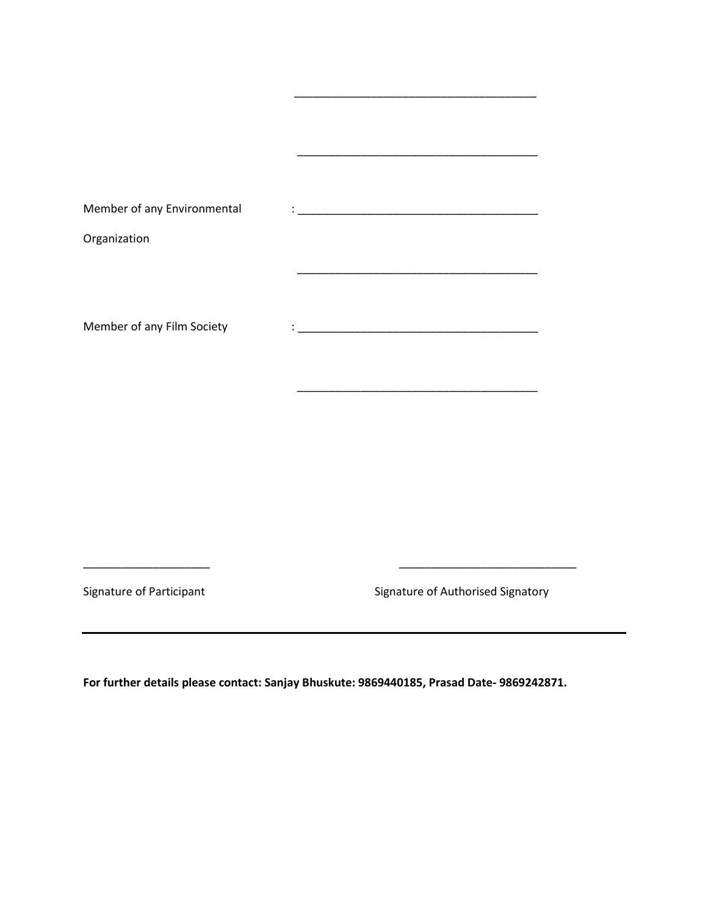\_\_\_\_\_\_\_\_\_\_\_\_\_\_\_\_\_\_\_\_\_\_\_\_\_\_\_\_\_\_\_\_\_\_\_\_\_\_

\_\_\_\_\_\_\_\_\_\_\_\_\_\_\_\_\_\_\_\_\_\_\_\_\_\_\_\_\_\_\_\_\_\_\_\_\_\_

Member of any Environmental Organization : \_\_\_\_\_\_\_\_\_\_\_\_\_\_\_\_\_\_\_\_\_\_\_\_\_\_\_\_\_\_\_\_\_\_\_\_\_\_

\_\_\_\_\_\_\_\_\_\_\_\_\_\_\_\_\_\_\_\_\_\_\_\_\_\_\_\_\_\_\_\_\_\_\_\_\_\_

Member of any Film Society : \_\_\_\_\_\_\_\_\_\_\_\_\_\_\_\_\_\_\_\_\_\_\_\_\_\_\_\_\_\_\_\_\_\_\_\_\_\_

\_\_\_\_\_\_\_\_\_\_\_\_\_\_\_\_\_\_\_\_\_\_\_\_\_\_\_\_\_\_\_\_\_\_\_\_\_\_

\_\_\_\_\_\_\_\_\_\_\_\_\_\_\_\_\_\_\_\_ \_\_\_\_\_\_\_\_\_\_\_\_\_\_\_\_\_\_\_\_\_\_\_\_\_\_\_\_

Signature of Participant Signature of Authorised Signatory

---

**For further details please contact: Sanjay Bhuskute: 9869440185, Prasad Date- 9869242871.**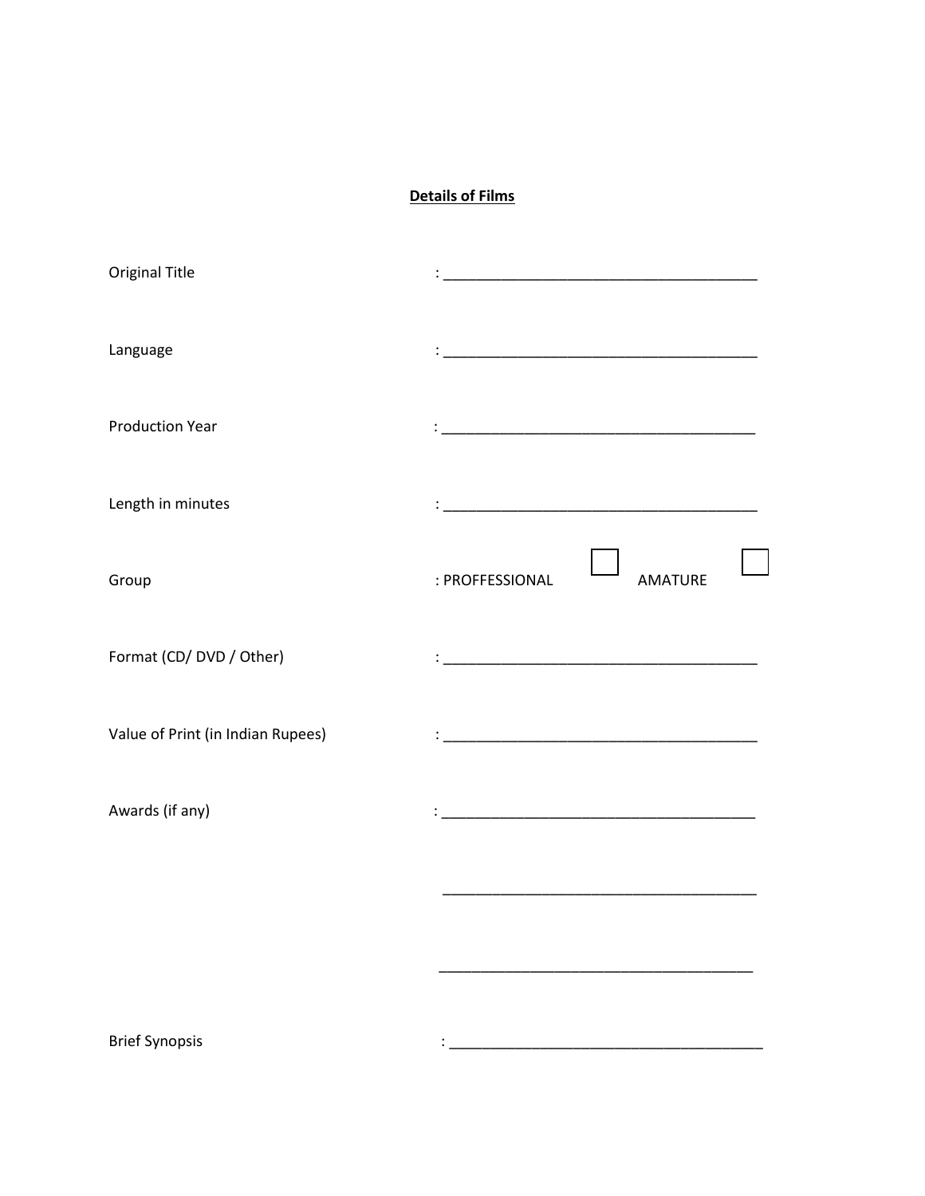**Details of Films**

Original Title : ______________________________________

Language : ______________________________________

Production Year : ______________________________________

Length in minutes : ______________________________________

Group : PROFFESSIONAL ☐ AMATURE ☐

Format (CD/ DVD / Other) : ______________________________________

Value of Print (in Indian Rupees) : ______________________________________

Awards (if any) : ______________________________________

______________________________________

______________________________________

Brief Synopsis : ______________________________________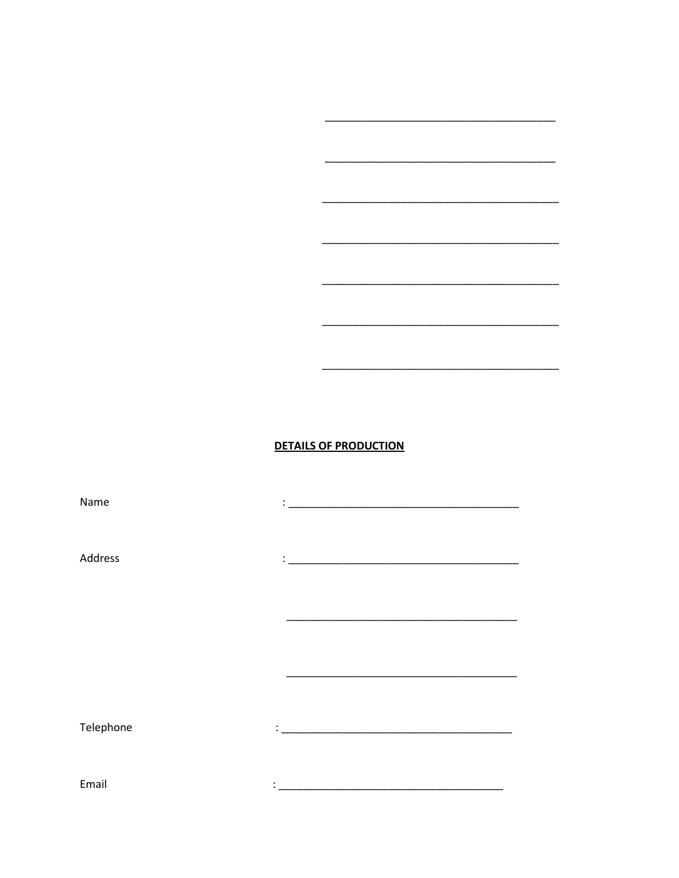\_\_\_\_\_\_\_\_\_\_\_\_\_\_\_\_\_\_\_\_\_\_\_\_\_\_\_\_\_\_\_\_\_\_\_\_\_\_\_

\_\_\_\_\_\_\_\_\_\_\_\_\_\_\_\_\_\_\_\_\_\_\_\_\_\_\_\_\_\_\_\_\_\_\_\_\_\_\_

\_\_\_\_\_\_\_\_\_\_\_\_\_\_\_\_\_\_\_\_\_\_\_\_\_\_\_\_\_\_\_\_\_\_\_\_\_\_\_

\_\_\_\_\_\_\_\_\_\_\_\_\_\_\_\_\_\_\_\_\_\_\_\_\_\_\_\_\_\_\_\_\_\_\_\_\_\_\_

\_\_\_\_\_\_\_\_\_\_\_\_\_\_\_\_\_\_\_\_\_\_\_\_\_\_\_\_\_\_\_\_\_\_\_\_\_\_\_

\_\_\_\_\_\_\_\_\_\_\_\_\_\_\_\_\_\_\_\_\_\_\_\_\_\_\_\_\_\_\_\_\_\_\_\_\_\_\_

\_\_\_\_\_\_\_\_\_\_\_\_\_\_\_\_\_\_\_\_\_\_\_\_\_\_\_\_\_\_\_\_\_\_\_\_\_\_\_

**DETAILS OF PRODUCTION**

Name : \_\_\_\_\_\_\_\_\_\_\_\_\_\_\_\_\_\_\_\_\_\_\_\_\_\_\_\_\_\_\_\_\_\_\_\_\_\_\_

Address : \_\_\_\_\_\_\_\_\_\_\_\_\_\_\_\_\_\_\_\_\_\_\_\_\_\_\_\_\_\_\_\_\_\_\_\_\_\_\_

\_\_\_\_\_\_\_\_\_\_\_\_\_\_\_\_\_\_\_\_\_\_\_\_\_\_\_\_\_\_\_\_\_\_\_\_\_\_\_

\_\_\_\_\_\_\_\_\_\_\_\_\_\_\_\_\_\_\_\_\_\_\_\_\_\_\_\_\_\_\_\_\_\_\_\_\_\_\_

Telephone : \_\_\_\_\_\_\_\_\_\_\_\_\_\_\_\_\_\_\_\_\_\_\_\_\_\_\_\_\_\_\_\_\_\_\_\_\_\_\_

Email : \_\_\_\_\_\_\_\_\_\_\_\_\_\_\_\_\_\_\_\_\_\_\_\_\_\_\_\_\_\_\_\_\_\_\_\_\_\_\_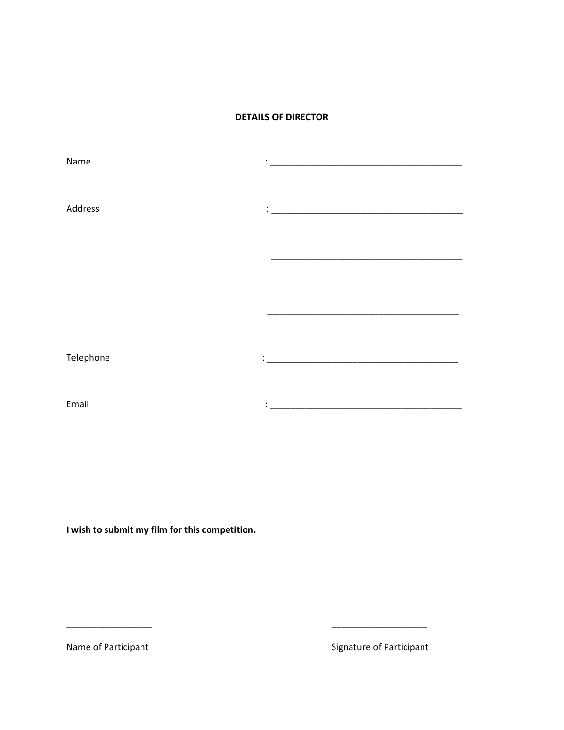**<u>DETAILS OF DIRECTOR</u>**

Name : ______________________________________

Address : ______________________________________

______________________________________

______________________________________

Telephone : ______________________________________

Email : ______________________________________

**I wish to submit my film for this competition.**

_________________ ___________________

Name of Participant Signature of Participant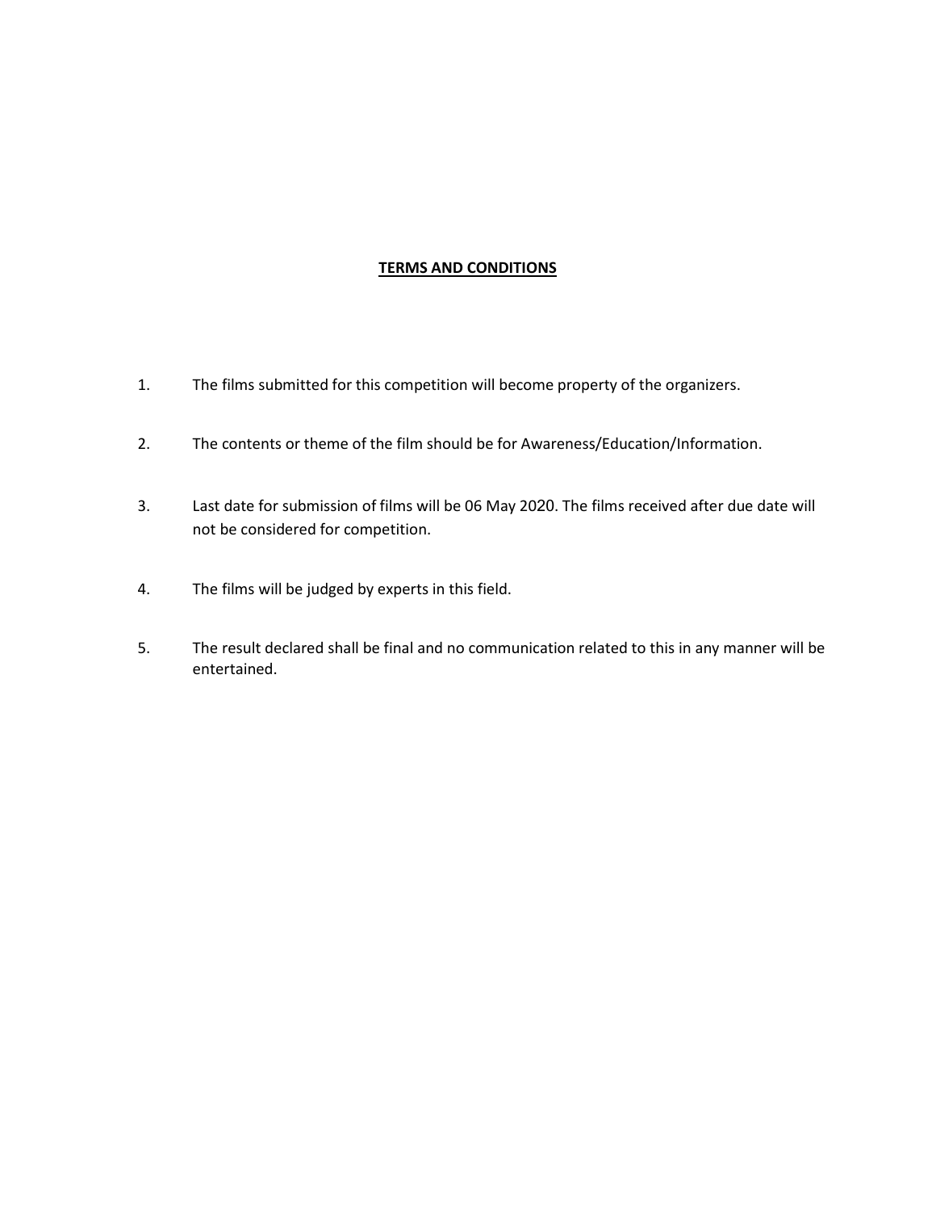## TERMS AND CONDITIONS

1. The films submitted for this competition will become property of the organizers.

2. The contents or theme of the film should be for Awareness/Education/Information.

3. Last date for submission of films will be 06 May 2020. The films received after due date will not be considered for competition.

4. The films will be judged by experts in this field.

5. The result declared shall be final and no communication related to this in any manner will be entertained.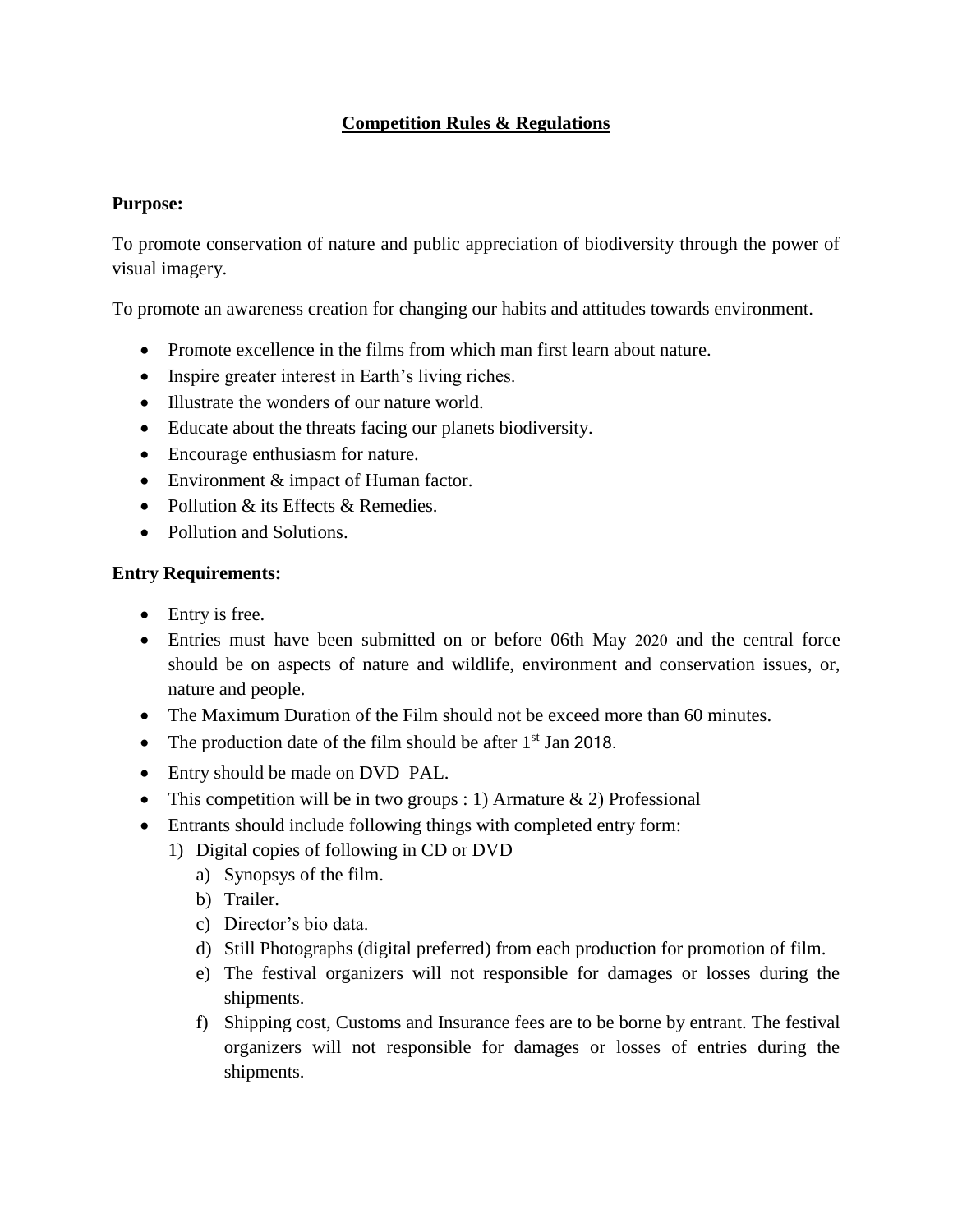## Competition Rules & Regulations

**Purpose:**

To promote conservation of nature and public appreciation of biodiversity through the power of visual imagery.

To promote an awareness creation for changing our habits and attitudes towards environment.

- Promote excellence in the films from which man first learn about nature.
- Inspire greater interest in Earth's living riches.
- Illustrate the wonders of our nature world.
- Educate about the threats facing our planets biodiversity.
- Encourage enthusiasm for nature.
- Environment & impact of Human factor.
- Pollution & its Effects & Remedies.
- Pollution and Solutions.

**Entry Requirements:**

- Entry is free.
- Entries must have been submitted on or before 06th May 2020 and the central force should be on aspects of nature and wildlife, environment and conservation issues, or, nature and people.
- The Maximum Duration of the Film should not be exceed more than 60 minutes.
- The production date of the film should be after 1st Jan 2018.
- Entry should be made on DVD PAL.
- This competition will be in two groups : 1) Armature & 2) Professional
- Entrants should include following things with completed entry form:
  1) Digital copies of following in CD or DVD
     a) Synopsys of the film.
     b) Trailer.
     c) Director's bio data.
     d) Still Photographs (digital preferred) from each production for promotion of film.
     e) The festival organizers will not responsible for damages or losses during the shipments.
     f) Shipping cost, Customs and Insurance fees are to be borne by entrant. The festival organizers will not responsible for damages or losses of entries during the shipments.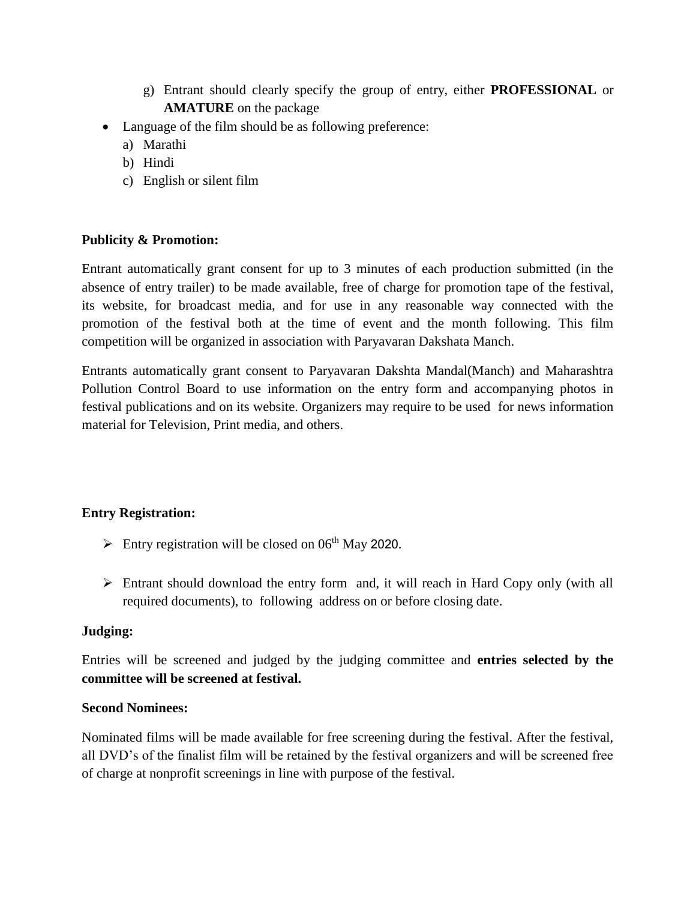g) Entrant should clearly specify the group of entry, either **PROFESSIONAL** or **AMATURE** on the package

- Language of the film should be as following preference:
  a) Marathi
  b) Hindi
  c) English or silent film

**Publicity & Promotion:**

Entrant automatically grant consent for up to 3 minutes of each production submitted (in the absence of entry trailer) to be made available, free of charge for promotion tape of the festival, its website, for broadcast media, and for use in any reasonable way connected with the promotion of the festival both at the time of event and the month following. This film competition will be organized in association with Paryavaran Dakshata Manch.

Entrants automatically grant consent to Paryavaran Dakshta Mandal(Manch) and Maharashtra Pollution Control Board to use information on the entry form and accompanying photos in festival publications and on its website. Organizers may require to be used for news information material for Television, Print media, and others.

**Entry Registration:**

- Entry registration will be closed on 06th May 2020.
- Entrant should download the entry form and, it will reach in Hard Copy only (with all required documents), to following address on or before closing date.

**Judging:**

Entries will be screened and judged by the judging committee and **entries selected by the committee will be screened at festival.**

**Second Nominees:**

Nominated films will be made available for free screening during the festival. After the festival, all DVD's of the finalist film will be retained by the festival organizers and will be screened free of charge at nonprofit screenings in line with purpose of the festival.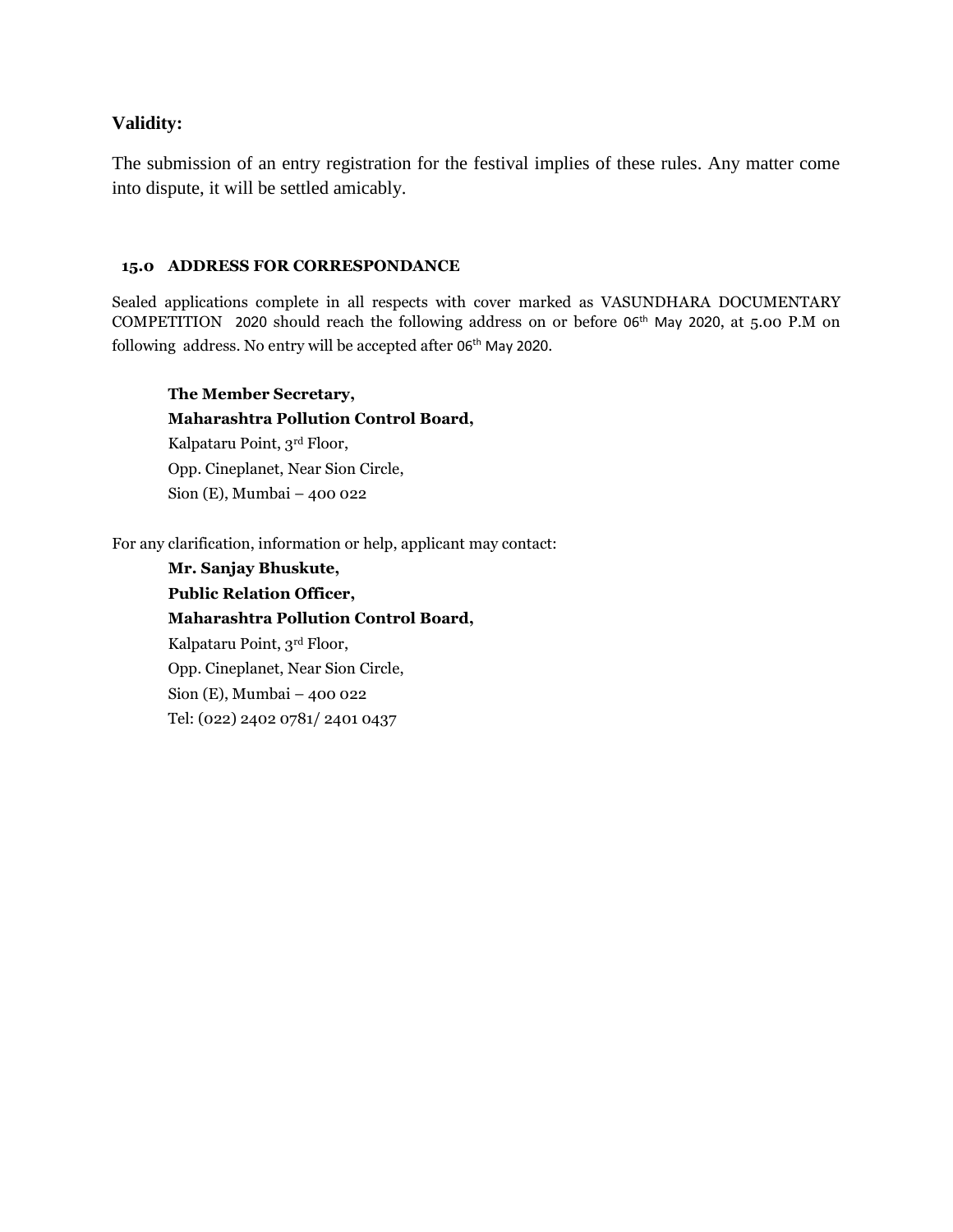**Validity:**

The submission of an entry registration for the festival implies of these rules. Any matter come into dispute, it will be settled amicably.

### 15.0 ADDRESS FOR CORRESPONDANCE

Sealed applications complete in all respects with cover marked as VASUNDHARA DOCUMENTARY COMPETITION 2020 should reach the following address on or before 06th May 2020, at 5.00 P.M on following address. No entry will be accepted after 06th May 2020.

**The Member Secretary,**
**Maharashtra Pollution Control Board,**
Kalpataru Point, 3rd Floor,
Opp. Cineplanet, Near Sion Circle,
Sion (E), Mumbai – 400 022

For any clarification, information or help, applicant may contact:

**Mr. Sanjay Bhuskute,**
**Public Relation Officer,**
**Maharashtra Pollution Control Board,**
Kalpataru Point, 3rd Floor,
Opp. Cineplanet, Near Sion Circle,
Sion (E), Mumbai – 400 022
Tel: (022) 2402 0781/ 2401 0437